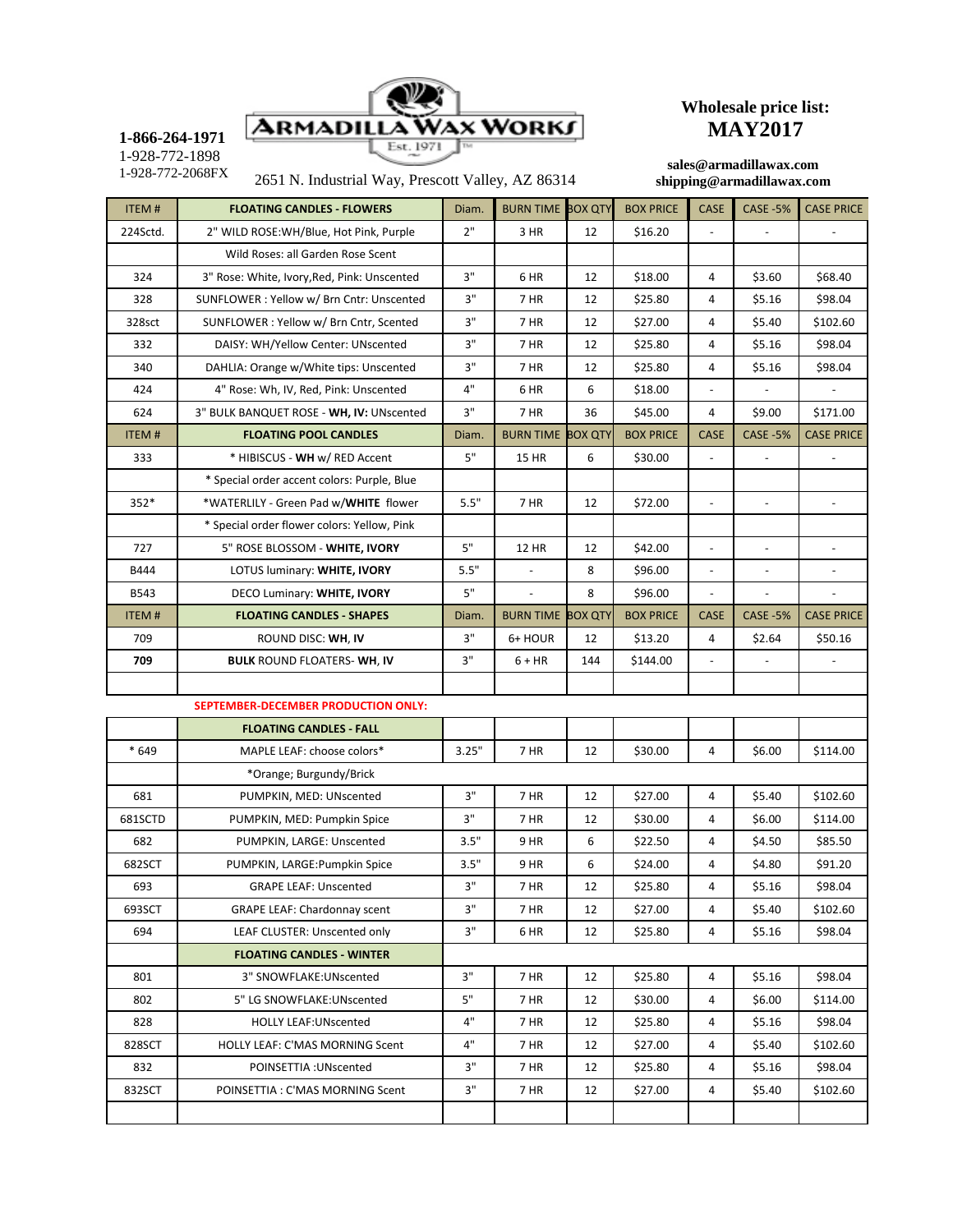**1-866-264-1971**
1-928-772-1898
1-928-772-2068FX

ARMADILLA WAX WORKS
Est. 1971

2651 N. Industrial Way, Prescott Valley, AZ 86314

**Wholesale price list:**
**MAY2017**

**sales@armadillawax.com**
**shipping@armadillawax.com**

| ITEM # | **FLOATING CANDLES - FLOWERS** | Diam. | BURN TIME | BOX QTY | BOX PRICE | CASE | CASE -5% | CASE PRICE |
|---|---|---|---|---|---|---|---|---|
| 224Sctd. | 2" WILD ROSE:WH/Blue, Hot Pink, Purple | 2" | 3 HR | 12 | $16.20 | - | - | - |
| | Wild Roses: all Garden Rose Scent | | | | | | | |
| 324 | 3" Rose: White, Ivory,Red, Pink: Unscented | 3" | 6 HR | 12 | $18.00 | 4 | $3.60 | $68.40 |
| 328 | SUNFLOWER : Yellow w/ Brn Cntr: Unscented | 3" | 7 HR | 12 | $25.80 | 4 | $5.16 | $98.04 |
| 328sct | SUNFLOWER : Yellow w/ Brn Cntr, Scented | 3" | 7 HR | 12 | $27.00 | 4 | $5.40 | $102.60 |
| 332 | DAISY: WH/Yellow Center: UNscented | 3" | 7 HR | 12 | $25.80 | 4 | $5.16 | $98.04 |
| 340 | DAHLIA: Orange w/White tips: Unscented | 3" | 7 HR | 12 | $25.80 | 4 | $5.16 | $98.04 |
| 424 | 4" Rose: Wh, IV, Red, Pink: Unscented | 4" | 6 HR | 6 | $18.00 | - | - | - |
| 624 | 3" BULK BANQUET ROSE - **WH, IV:** UNscented | 3" | 7 HR | 36 | $45.00 | 4 | $9.00 | $171.00 |
| ITEM # | **FLOATING POOL CANDLES** | Diam. | BURN TIME | BOX QTY | BOX PRICE | CASE | CASE -5% | CASE PRICE |
| 333 | * HIBISCUS - **WH** w/ RED Accent | 5" | 15 HR | 6 | $30.00 | - | - | - |
| | * Special order accent colors: Purple, Blue | | | | | | | |
| 352* | *WATERLILY - Green Pad w/**WHITE** flower | 5.5" | 7 HR | 12 | $72.00 | - | - | - |
| | * Special order flower colors: Yellow, Pink | | | | | | | |
| 727 | 5" ROSE BLOSSOM - **WHITE, IVORY** | 5" | 12 HR | 12 | $42.00 | - | - | - |
| B444 | LOTUS luminary: **WHITE, IVORY** | 5.5" | - | 8 | $96.00 | - | - | - |
| B543 | DECO Luminary: **WHITE, IVORY** | 5" | - | 8 | $96.00 | - | - | - |
| ITEM # | **FLOATING CANDLES - SHAPES** | Diam. | BURN TIME | BOX QTY | BOX PRICE | CASE | CASE -5% | CASE PRICE |
| 709 | ROUND DISC: **WH, IV** | 3" | 6+ HOUR | 12 | $13.20 | 4 | $2.64 | $50.16 |
| **709** | **BULK** ROUND FLOATERS- **WH, IV** | 3" | 6 + HR | 144 | $144.00 | - | - | - |
| | | | | | | | | |
| | **SEPTEMBER-DECEMBER PRODUCTION ONLY:** | | | | | | | |
| | **FLOATING CANDLES - FALL** | | | | | | | |
| * 649 | MAPLE LEAF: choose colors* | 3.25" | 7 HR | 12 | $30.00 | 4 | $6.00 | $114.00 |
| | *Orange; Burgundy/Brick | | | | | | | |
| 681 | PUMPKIN, MED: UNscented | 3" | 7 HR | 12 | $27.00 | 4 | $5.40 | $102.60 |
| 681SCTD | PUMPKIN, MED: Pumpkin Spice | 3" | 7 HR | 12 | $30.00 | 4 | $6.00 | $114.00 |
| 682 | PUMPKIN, LARGE: Unscented | 3.5" | 9 HR | 6 | $22.50 | 4 | $4.50 | $85.50 |
| 682SCT | PUMPKIN, LARGE:Pumpkin Spice | 3.5" | 9 HR | 6 | $24.00 | 4 | $4.80 | $91.20 |
| 693 | GRAPE LEAF: Unscented | 3" | 7 HR | 12 | $25.80 | 4 | $5.16 | $98.04 |
| 693SCT | GRAPE LEAF: Chardonnay scent | 3" | 7 HR | 12 | $27.00 | 4 | $5.40 | $102.60 |
| 694 | LEAF CLUSTER: Unscented only | 3" | 6 HR | 12 | $25.80 | 4 | $5.16 | $98.04 |
| | **FLOATING CANDLES - WINTER** | | | | | | | |
| 801 | 3" SNOWFLAKE:UNscented | 3" | 7 HR | 12 | $25.80 | 4 | $5.16 | $98.04 |
| 802 | 5" LG SNOWFLAKE:UNscented | 5" | 7 HR | 12 | $30.00 | 4 | $6.00 | $114.00 |
| 828 | HOLLY LEAF:UNscented | 4" | 7 HR | 12 | $25.80 | 4 | $5.16 | $98.04 |
| 828SCT | HOLLY LEAF: C'MAS MORNING Scent | 4" | 7 HR | 12 | $27.00 | 4 | $5.40 | $102.60 |
| 832 | POINSETTIA :UNscented | 3" | 7 HR | 12 | $25.80 | 4 | $5.16 | $98.04 |
| 832SCT | POINSETTIA : C'MAS MORNING Scent | 3" | 7 HR | 12 | $27.00 | 4 | $5.40 | $102.60 |
| | | | | | | | | |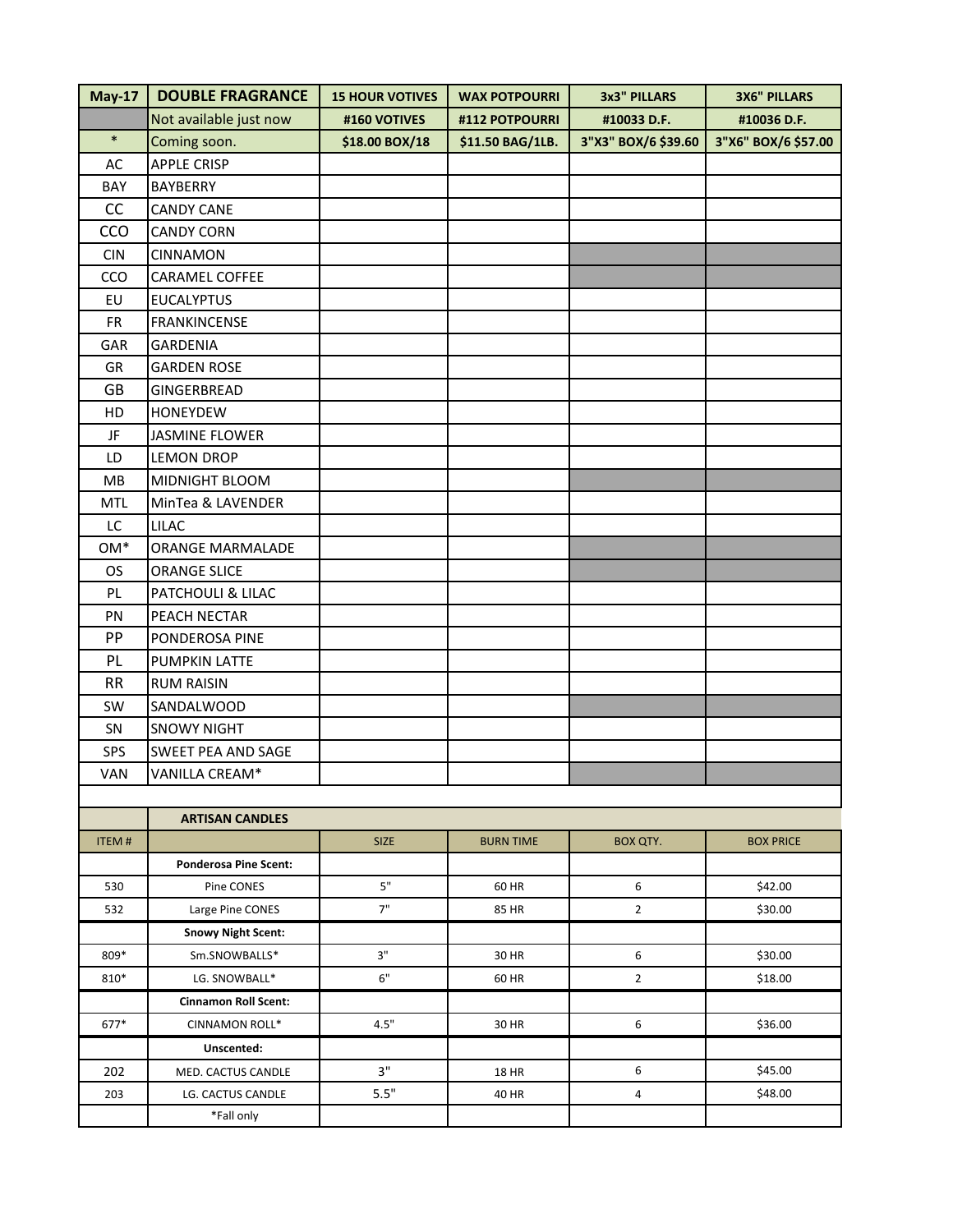| May-17 | DOUBLE FRAGRANCE | 15 HOUR VOTIVES | WAX POTPOURRI | 3x3" PILLARS | 3X6" PILLARS |
|---|---|---|---|---|---|
| | Not available just now | #160 VOTIVES | #112 POTPOURRI | #10033 D.F. | #10036 D.F. |
| * | Coming soon. | $18.00 BOX/18 | $11.50 BAG/1LB. | 3"X3" BOX/6 $39.60 | 3"X6" BOX/6 $57.00 |
| AC | APPLE CRISP | | | | |
| BAY | BAYBERRY | | | | |
| CC | CANDY CANE | | | | |
| CCO | CANDY CORN | | | | |
| CIN | CINNAMON | | | | |
| CCO | CARAMEL COFFEE | | | | |
| EU | EUCALYPTUS | | | | |
| FR | FRANKINCENSE | | | | |
| GAR | GARDENIA | | | | |
| GR | GARDEN ROSE | | | | |
| GB | GINGERBREAD | | | | |
| HD | HONEYDEW | | | | |
| JF | JASMINE FLOWER | | | | |
| LD | LEMON DROP | | | | |
| MB | MIDNIGHT BLOOM | | | | |
| MTL | MinTea & LAVENDER | | | | |
| LC | LILAC | | | | |
| OM* | ORANGE MARMALADE | | | | |
| OS | ORANGE SLICE | | | | |
| PL | PATCHOULI & LILAC | | | | |
| PN | PEACH NECTAR | | | | |
| PP | PONDEROSA PINE | | | | |
| PL | PUMPKIN LATTE | | | | |
| RR | RUM RAISIN | | | | |
| SW | SANDALWOOD | | | | |
| SN | SNOWY NIGHT | | | | |
| SPS | SWEET PEA AND SAGE | | | | |
| VAN | VANILLA CREAM* | | | | |

| | ARTISAN CANDLES | | | | |
|---|---|---|---|---|---|
| ITEM # | | SIZE | BURN TIME | BOX QTY. | BOX PRICE |
| | **Ponderosa Pine Scent:** | | | | |
| 530 | Pine CONES | 5" | 60 HR | 6 | $42.00 |
| 532 | Large Pine CONES | 7" | 85 HR | 2 | $30.00 |
| | **Snowy Night Scent:** | | | | |
| 809* | Sm.SNOWBALLS* | 3" | 30 HR | 6 | $30.00 |
| 810* | LG. SNOWBALL* | 6" | 60 HR | 2 | $18.00 |
| | **Cinnamon Roll Scent:** | | | | |
| 677* | CINNAMON ROLL* | 4.5" | 30 HR | 6 | $36.00 |
| | **Unscented:** | | | | |
| 202 | MED. CACTUS CANDLE | 3" | 18 HR | 6 | $45.00 |
| 203 | LG. CACTUS CANDLE | 5.5" | 40 HR | 4 | $48.00 |
| | *Fall only | | | | |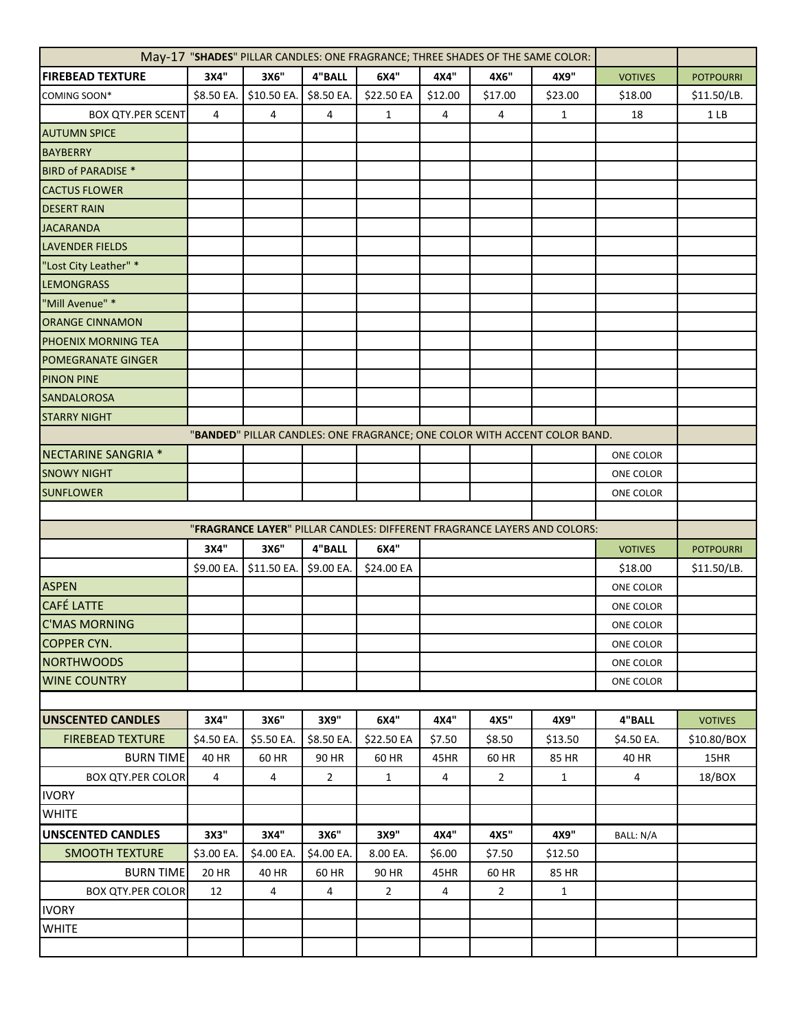| May-17 "**SHADES**" PILLAR CANDLES: ONE FRAGRANCE; THREE SHADES OF THE SAME COLOR: | | | | | | | | | |
|---|---|---|---|---|---|---|---|---|---|
| **FIREBEAD TEXTURE** | **3X4"** | **3X6"** | **4"BALL** | **6X4"** | **4X4"** | **4X6"** | **4X9"** | VOTIVES | POTPOURRI |
| COMING SOON* | $8.50 EA. | $10.50 EA. | $8.50 EA. | $22.50 EA | $12.00 | $17.00 | $23.00 | $18.00 | $11.50/LB. |
| BOX QTY.PER SCENT | 4 | 4 | 4 | 1 | 4 | 4 | 1 | 18 | 1 LB |
| AUTUMN SPICE | | | | | | | | | |
| BAYBERRY | | | | | | | | | |
| BIRD of PARADISE * | | | | | | | | | |
| CACTUS FLOWER | | | | | | | | | |
| DESERT RAIN | | | | | | | | | |
| JACARANDA | | | | | | | | | |
| LAVENDER FIELDS | | | | | | | | | |
| "Lost City Leather" * | | | | | | | | | |
| LEMONGRASS | | | | | | | | | |
| "Mill Avenue" * | | | | | | | | | |
| ORANGE CINNAMON | | | | | | | | | |
| PHOENIX MORNING TEA | | | | | | | | | |
| POMEGRANATE GINGER | | | | | | | | | |
| PINON PINE | | | | | | | | | |
| SANDALOROSA | | | | | | | | | |
| STARRY NIGHT | | | | | | | | | |
| "**BANDED**" PILLAR CANDLES: ONE FRAGRANCE; ONE COLOR WITH ACCENT COLOR BAND. | | | | | | | | | |
| NECTARINE SANGRIA * | | | | | | | | ONE COLOR | |
| SNOWY NIGHT | | | | | | | | ONE COLOR | |
| SUNFLOWER | | | | | | | | ONE COLOR | |

| "**FRAGRANCE LAYER**" PILLAR CANDLES: DIFFERENT FRAGRANCE LAYERS AND COLORS: | | | | | | |
|---|---|---|---|---|---|---|
| | **3X4"** | **3X6"** | **4"BALL** | **6X4"** | VOTIVES | POTPOURRI |
| | $9.00 EA. | $11.50 EA. | $9.00 EA. | $24.00 EA | $18.00 | $11.50/LB. |
| ASPEN | | | | | ONE COLOR | |
| CAFÉ LATTE | | | | | ONE COLOR | |
| C'MAS MORNING | | | | | ONE COLOR | |
| COPPER CYN. | | | | | ONE COLOR | |
| NORTHWOODS | | | | | ONE COLOR | |
| WINE COUNTRY | | | | | ONE COLOR | |

| **UNSCENTED CANDLES** | **3X4"** | **3X6"** | **3X9"** | **6X4"** | **4X4"** | **4X5"** | **4X9"** | **4"BALL** | VOTIVES |
|---|---|---|---|---|---|---|---|---|---|
| FIREBEAD TEXTURE | $4.50 EA. | $5.50 EA. | $8.50 EA. | $22.50 EA | $7.50 | $8.50 | $13.50 | $4.50 EA. | $10.80/BOX |
| BURN TIME | 40 HR | 60 HR | 90 HR | 60 HR | 45HR | 60 HR | 85 HR | 40 HR | 15HR |
| BOX QTY.PER COLOR | 4 | 4 | 2 | 1 | 4 | 2 | 1 | 4 | 18/BOX |
| IVORY | | | | | | | | | |
| WHITE | | | | | | | | | |

| **UNSCENTED CANDLES** | **3X3"** | **3X4"** | **3X6"** | **3X9"** | **4X4"** | **4X5"** | **4X9"** | BALL: N/A | |
|---|---|---|---|---|---|---|---|---|---|
| SMOOTH TEXTURE | $3.00 EA. | $4.00 EA. | $4.00 EA. | 8.00 EA. | $6.00 | $7.50 | $12.50 | | |
| BURN TIME | 20 HR | 40 HR | 60 HR | 90 HR | 45HR | 60 HR | 85 HR | | |
| BOX QTY.PER COLOR | 12 | 4 | 4 | 2 | 4 | 2 | 1 | | |
| IVORY | | | | | | | | | |
| WHITE | | | | | | | | | |